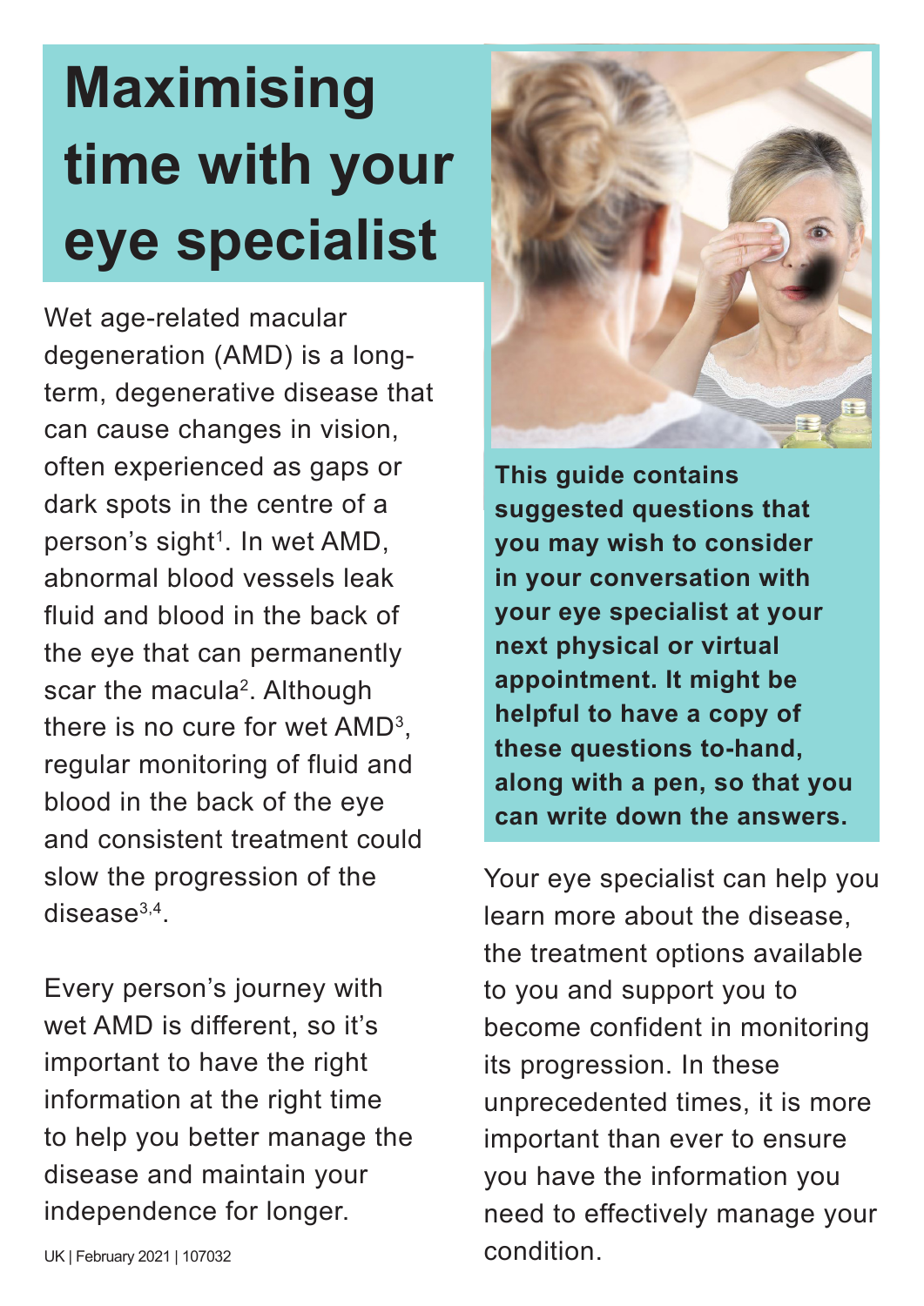# Maximising time with your eye specialist

Wet age-related macular degeneration (AMD) is a long-term, degenerative disease that can cause changes in vision, often experienced as gaps or dark spots in the centre of a person's sight[1]. In wet AMD, abnormal blood vessels leak fluid and blood in the back of the eye that can permanently scar the macula[2]. Although there is no cure for wet AMD[3], regular monitoring of fluid and blood in the back of the eye and consistent treatment could slow the progression of the disease[3,4].

Every person's journey with wet AMD is different, so it's important to have the right information at the right time to help you better manage the disease and maintain your independence for longer.

**This guide contains suggested questions that you may wish to consider in your conversation with your eye specialist at your next physical or virtual appointment. It might be helpful to have a copy of these questions to-hand, along with a pen, so that you can write down the answers.**

Your eye specialist can help you learn more about the disease, the treatment options available to you and support you to become confident in monitoring its progression. In these unprecedented times, it is more important than ever to ensure you have the information you need to effectively manage your condition.

UK | February 2021 | 107032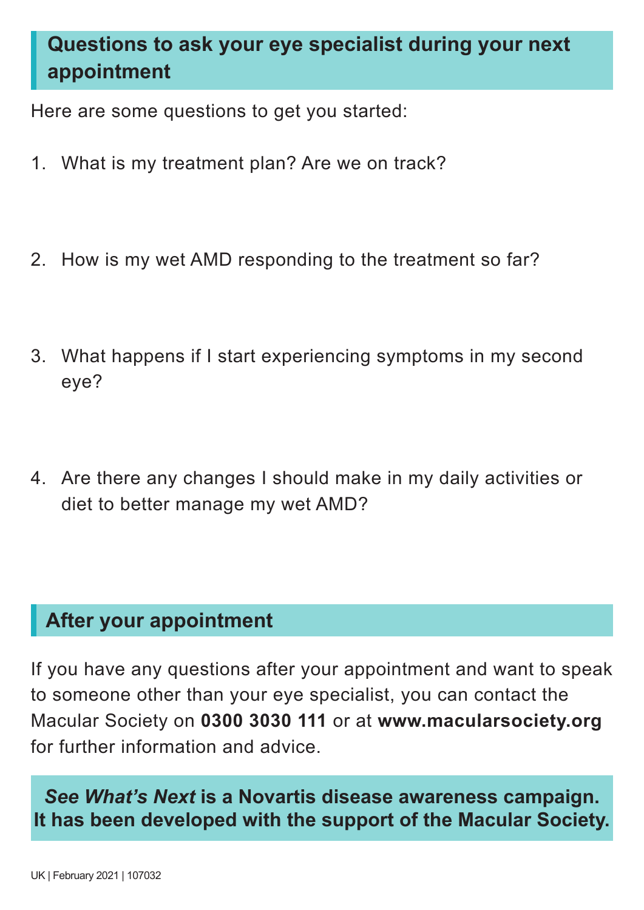## Questions to ask your eye specialist during your next appointment

Here are some questions to get you started:

1. What is my treatment plan? Are we on track?

2. How is my wet AMD responding to the treatment so far?

3. What happens if I start experiencing symptoms in my second eye?

4. Are there any changes I should make in my daily activities or diet to better manage my wet AMD?

## After your appointment

If you have any questions after your appointment and want to speak to someone other than your eye specialist, you can contact the Macular Society on **0300 3030 111** or at **www.macularsociety.org** for further information and advice.

***See What's Next*** **is a Novartis disease awareness campaign. It has been developed with the support of the Macular Society.**

UK | February 2021 | 107032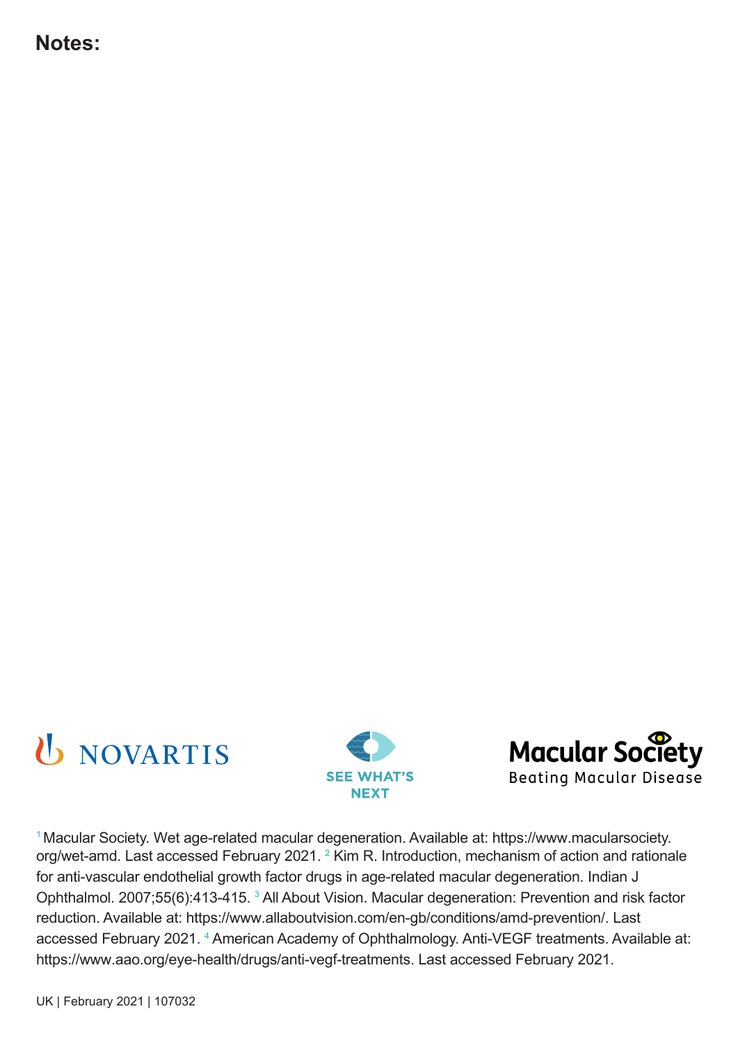**Notes:**

NOVARTIS

SEE WHAT'S NEXT

Macular Society
Beating Macular Disease

[1] Macular Society. Wet age-related macular degeneration. Available at: https://www.macularsociety.org/wet-amd. Last accessed February 2021. [2] Kim R. Introduction, mechanism of action and rationale for anti-vascular endothelial growth factor drugs in age-related macular degeneration. Indian J Ophthalmol. 2007;55(6):413-415. [3] All About Vision. Macular degeneration: Prevention and risk factor reduction. Available at: https://www.allaboutvision.com/en-gb/conditions/amd-prevention/. Last accessed February 2021. [4] American Academy of Ophthalmology. Anti-VEGF treatments. Available at: https://www.aao.org/eye-health/drugs/anti-vegf-treatments. Last accessed February 2021.

UK | February 2021 | 107032